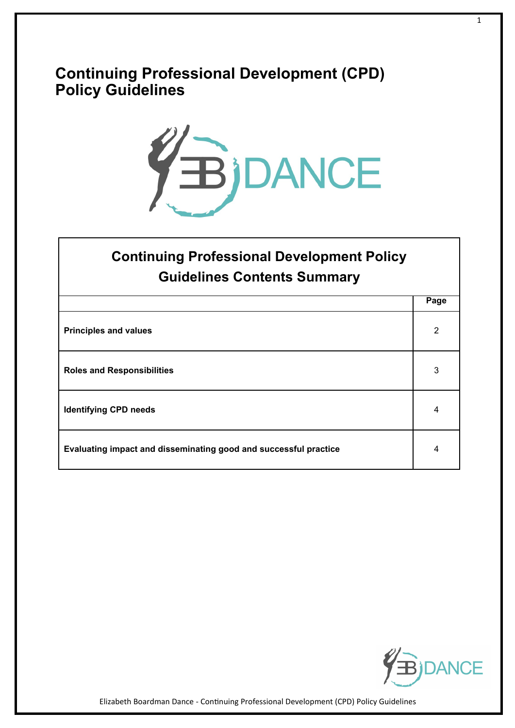# Continuing Professional Development (CPD) Policy Guidelines

| Continuing Professional Development Policy Guidelines Contents Summary | |
|---|---|
| | **Page** |
| **Principles and values** | 2 |
| **Roles and Responsibilities** | 3 |
| **Identifying CPD needs** | 4 |
| **Evaluating impact and disseminating good and successful practice** | 4 |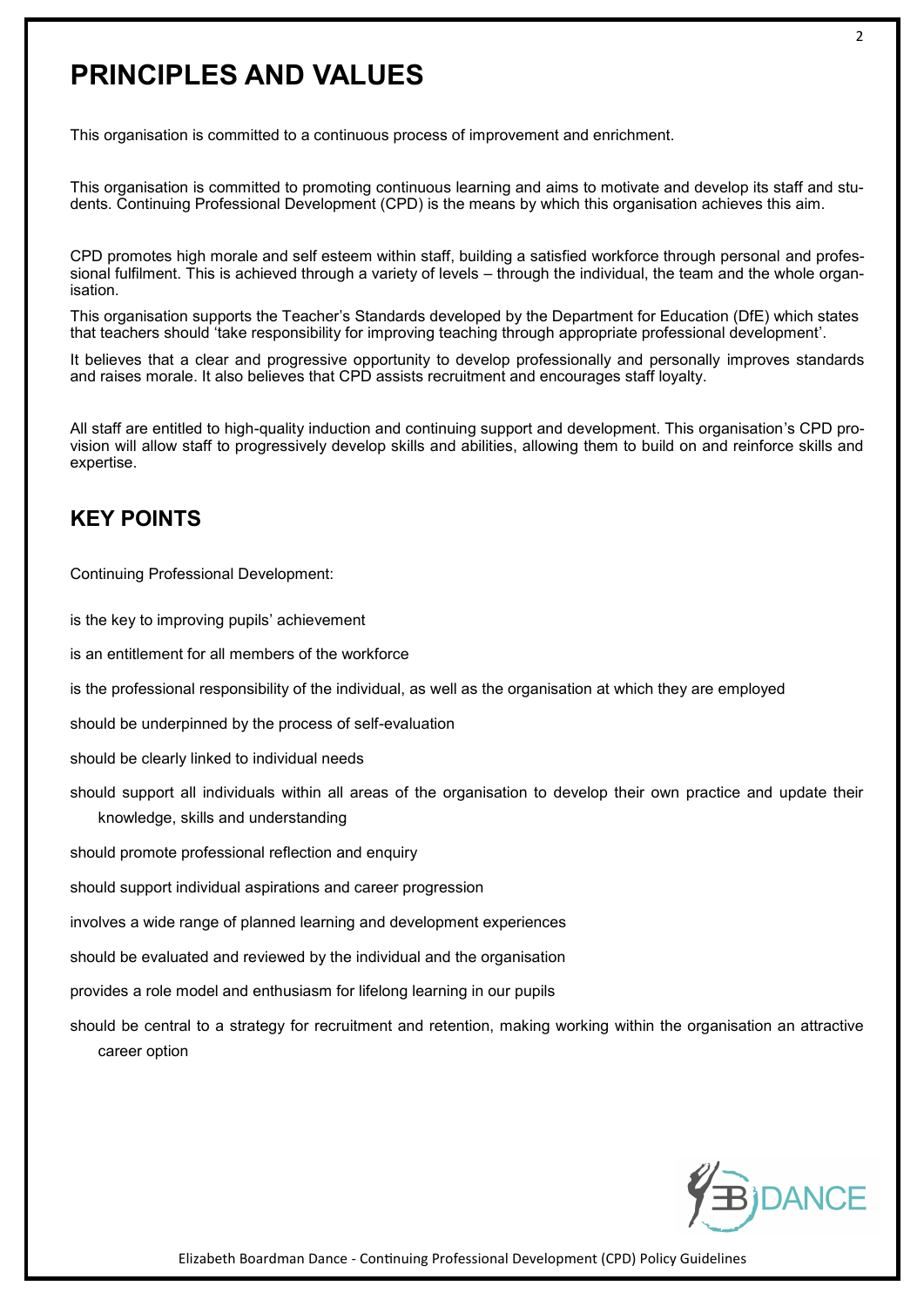# PRINCIPLES AND VALUES

This organisation is committed to a continuous process of improvement and enrichment.

This organisation is committed to promoting continuous learning and aims to motivate and develop its staff and students. Continuing Professional Development (CPD) is the means by which this organisation achieves this aim.

CPD promotes high morale and self esteem within staff, building a satisfied workforce through personal and professional fulfilment. This is achieved through a variety of levels – through the individual, the team and the whole organisation.

This organisation supports the Teacher's Standards developed by the Department for Education (DfE) which states that teachers should 'take responsibility for improving teaching through appropriate professional development'.

It believes that a clear and progressive opportunity to develop professionally and personally improves standards and raises morale. It also believes that CPD assists recruitment and encourages staff loyalty.

All staff are entitled to high-quality induction and continuing support and development. This organisation's CPD provision will allow staff to progressively develop skills and abilities, allowing them to build on and reinforce skills and expertise.

## KEY POINTS

Continuing Professional Development:

- is the key to improving pupils' achievement
- is an entitlement for all members of the workforce
- is the professional responsibility of the individual, as well as the organisation at which they are employed
- should be underpinned by the process of self-evaluation
- should be clearly linked to individual needs
- should support all individuals within all areas of the organisation to develop their own practice and update their knowledge, skills and understanding
- should promote professional reflection and enquiry
- should support individual aspirations and career progression
- involves a wide range of planned learning and development experiences
- should be evaluated and reviewed by the individual and the organisation
- provides a role model and enthusiasm for lifelong learning in our pupils
- should be central to a strategy for recruitment and retention, making working within the organisation an attractive career option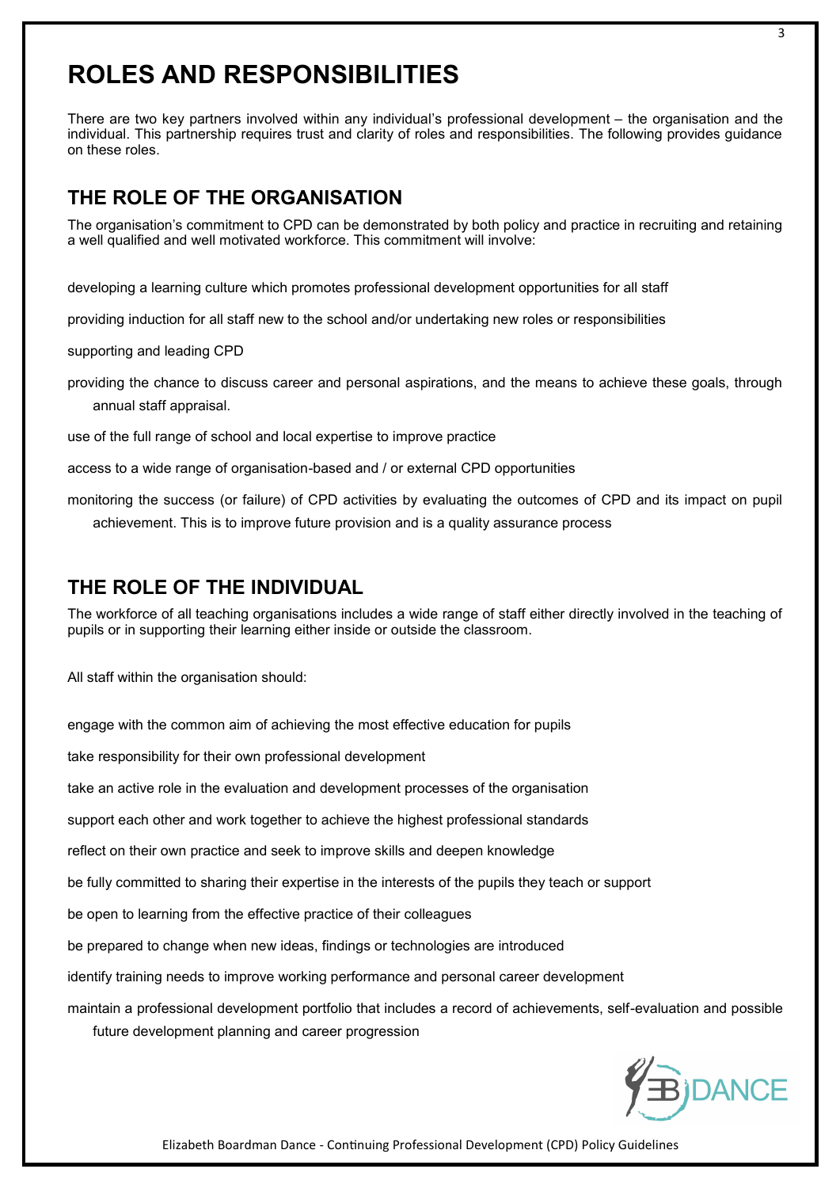# ROLES AND RESPONSIBILITIES

There are two key partners involved within any individual's professional development – the organisation and the individual. This partnership requires trust and clarity of roles and responsibilities. The following provides guidance on these roles.

## THE ROLE OF THE ORGANISATION

The organisation's commitment to CPD can be demonstrated by both policy and practice in recruiting and retaining a well qualified and well motivated workforce. This commitment will involve:

- developing a learning culture which promotes professional development opportunities for all staff
- providing induction for all staff new to the school and/or undertaking new roles or responsibilities
- supporting and leading CPD
- providing the chance to discuss career and personal aspirations, and the means to achieve these goals, through annual staff appraisal.
- use of the full range of school and local expertise to improve practice
- access to a wide range of organisation-based and / or external CPD opportunities
- monitoring the success (or failure) of CPD activities by evaluating the outcomes of CPD and its impact on pupil achievement. This is to improve future provision and is a quality assurance process

## THE ROLE OF THE INDIVIDUAL

The workforce of all teaching organisations includes a wide range of staff either directly involved in the teaching of pupils or in supporting their learning either inside or outside the classroom.

All staff within the organisation should:

- engage with the common aim of achieving the most effective education for pupils
- take responsibility for their own professional development
- take an active role in the evaluation and development processes of the organisation
- support each other and work together to achieve the highest professional standards
- reflect on their own practice and seek to improve skills and deepen knowledge
- be fully committed to sharing their expertise in the interests of the pupils they teach or support
- be open to learning from the effective practice of their colleagues
- be prepared to change when new ideas, findings or technologies are introduced
- identify training needs to improve working performance and personal career development
- maintain a professional development portfolio that includes a record of achievements, self-evaluation and possible future development planning and career progression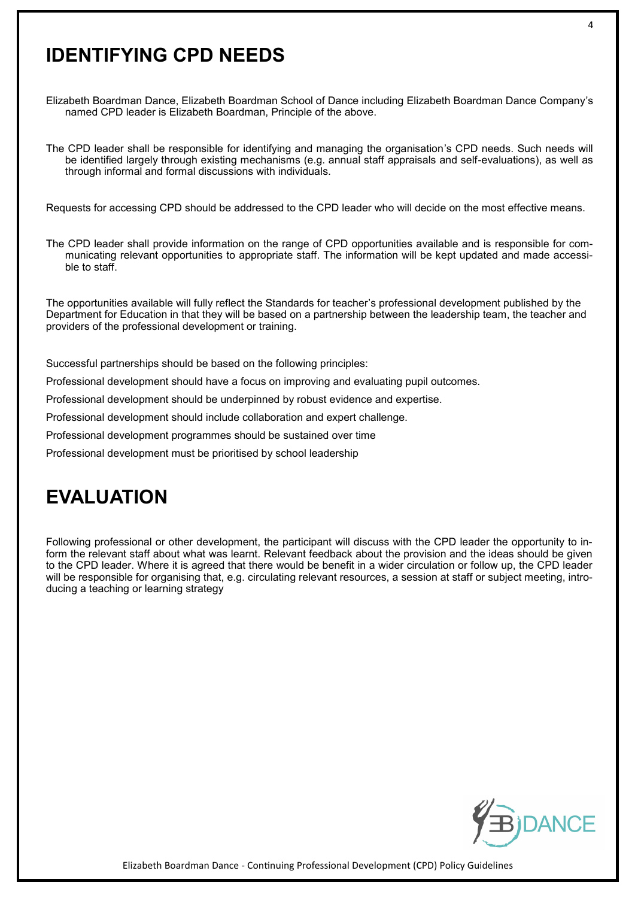# IDENTIFYING CPD NEEDS

Elizabeth Boardman Dance, Elizabeth Boardman School of Dance including Elizabeth Boardman Dance Company's named CPD leader is Elizabeth Boardman, Principle of the above.

The CPD leader shall be responsible for identifying and managing the organisation's CPD needs. Such needs will be identified largely through existing mechanisms (e.g. annual staff appraisals and self-evaluations), as well as through informal and formal discussions with individuals.

Requests for accessing CPD should be addressed to the CPD leader who will decide on the most effective means.

The CPD leader shall provide information on the range of CPD opportunities available and is responsible for communicating relevant opportunities to appropriate staff. The information will be kept updated and made accessible to staff.

The opportunities available will fully reflect the Standards for teacher's professional development published by the Department for Education in that they will be based on a partnership between the leadership team, the teacher and providers of the professional development or training.

Successful partnerships should be based on the following principles:

Professional development should have a focus on improving and evaluating pupil outcomes.

Professional development should be underpinned by robust evidence and expertise.

Professional development should include collaboration and expert challenge.

Professional development programmes should be sustained over time

Professional development must be prioritised by school leadership

# EVALUATION

Following professional or other development, the participant will discuss with the CPD leader the opportunity to inform the relevant staff about what was learnt. Relevant feedback about the provision and the ideas should be given to the CPD leader. Where it is agreed that there would be benefit in a wider circulation or follow up, the CPD leader will be responsible for organising that, e.g. circulating relevant resources, a session at staff or subject meeting, introducing a teaching or learning strategy